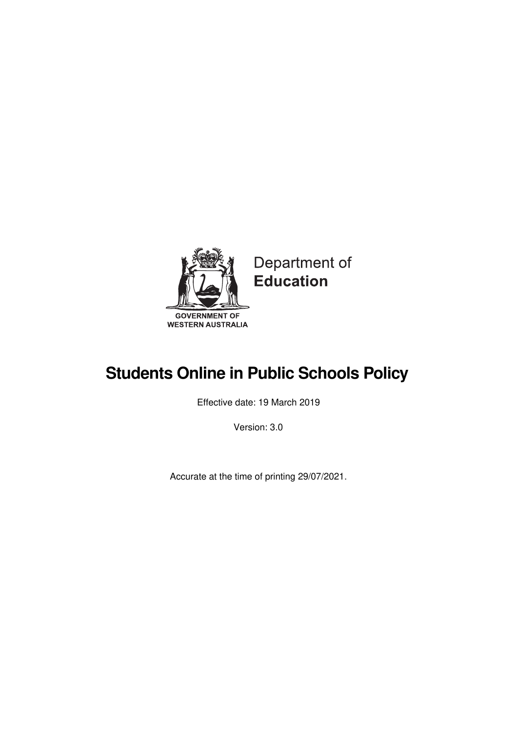Department of
**Education**

GOVERNMENT OF
WESTERN AUSTRALIA

# Students Online in Public Schools Policy

Effective date: 19 March 2019

Version: 3.0

Accurate at the time of printing 29/07/2021.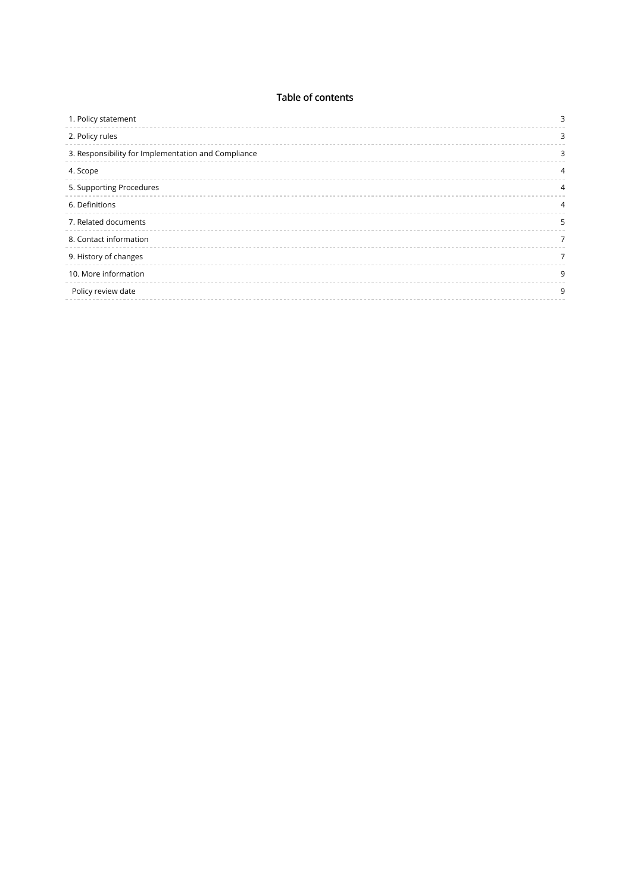## Table of contents

| | |
|---|---|
| 1. Policy statement | 3 |
| 2. Policy rules | 3 |
| 3. Responsibility for Implementation and Compliance | 3 |
| 4. Scope | 4 |
| 5. Supporting Procedures | 4 |
| 6. Definitions | 4 |
| 7. Related documents | 5 |
| 8. Contact information | 7 |
| 9. History of changes | 7 |
| 10. More information | 9 |
| Policy review date | 9 |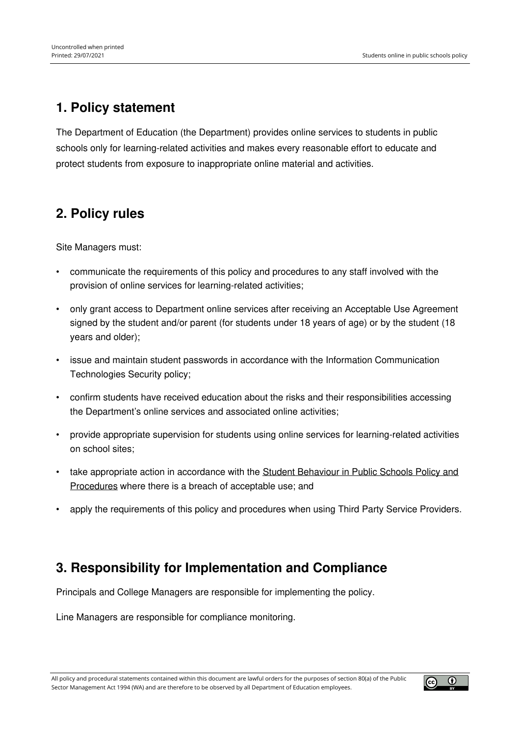## 1. Policy statement

The Department of Education (the Department) provides online services to students in public schools only for learning-related activities and makes every reasonable effort to educate and protect students from exposure to inappropriate online material and activities.

## 2. Policy rules

Site Managers must:

- communicate the requirements of this policy and procedures to any staff involved with the provision of online services for learning-related activities;
- only grant access to Department online services after receiving an Acceptable Use Agreement signed by the student and/or parent (for students under 18 years of age) or by the student (18 years and older);
- issue and maintain student passwords in accordance with the Information Communication Technologies Security policy;
- confirm students have received education about the risks and their responsibilities accessing the Department's online services and associated online activities;
- provide appropriate supervision for students using online services for learning-related activities on school sites;
- take appropriate action in accordance with the Student Behaviour in Public Schools Policy and Procedures where there is a breach of acceptable use; and
- apply the requirements of this policy and procedures when using Third Party Service Providers.

## 3. Responsibility for Implementation and Compliance

Principals and College Managers are responsible for implementing the policy.

Line Managers are responsible for compliance monitoring.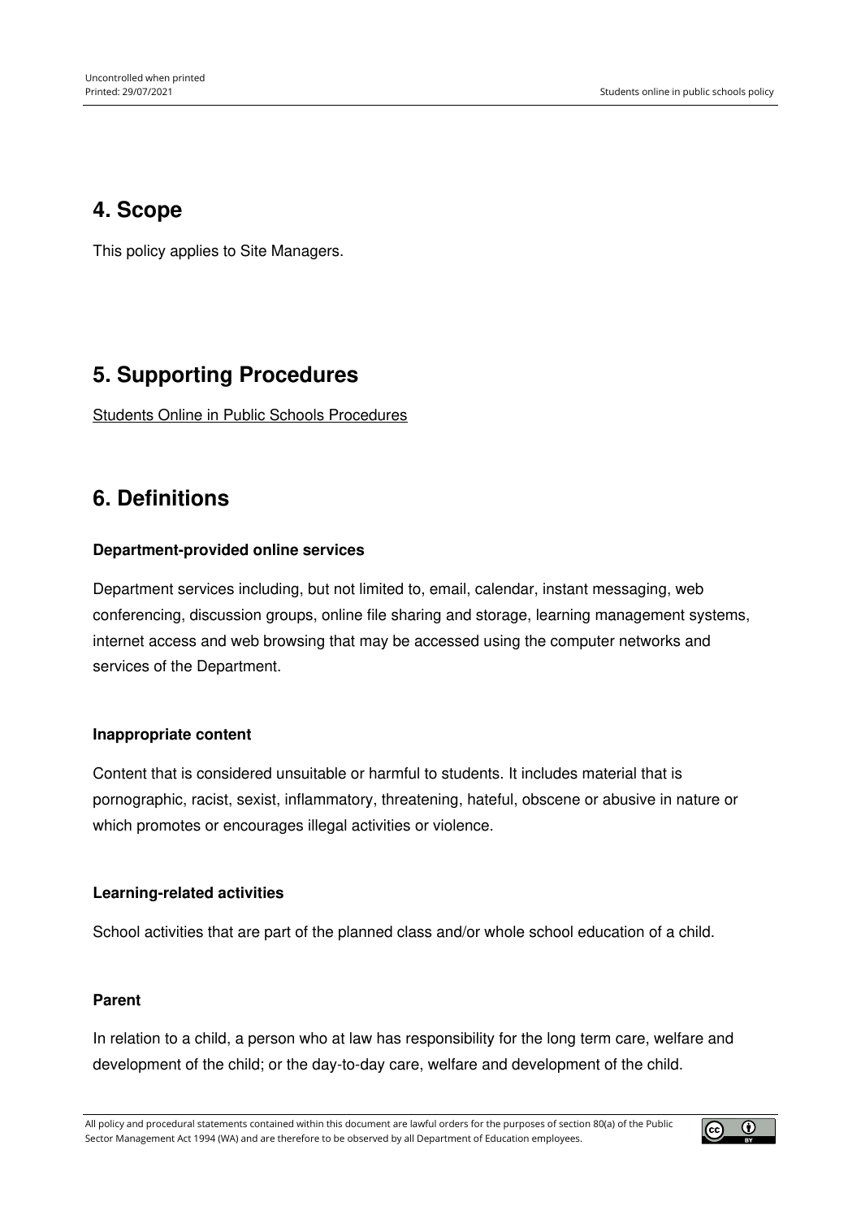## 4. Scope

This policy applies to Site Managers.

## 5. Supporting Procedures

Students Online in Public Schools Procedures

## 6. Definitions

**Department-provided online services**

Department services including, but not limited to, email, calendar, instant messaging, web conferencing, discussion groups, online file sharing and storage, learning management systems, internet access and web browsing that may be accessed using the computer networks and services of the Department.

**Inappropriate content**

Content that is considered unsuitable or harmful to students. It includes material that is pornographic, racist, sexist, inflammatory, threatening, hateful, obscene or abusive in nature or which promotes or encourages illegal activities or violence.

**Learning-related activities**

School activities that are part of the planned class and/or whole school education of a child.

**Parent**

In relation to a child, a person who at law has responsibility for the long term care, welfare and development of the child; or the day-to-day care, welfare and development of the child.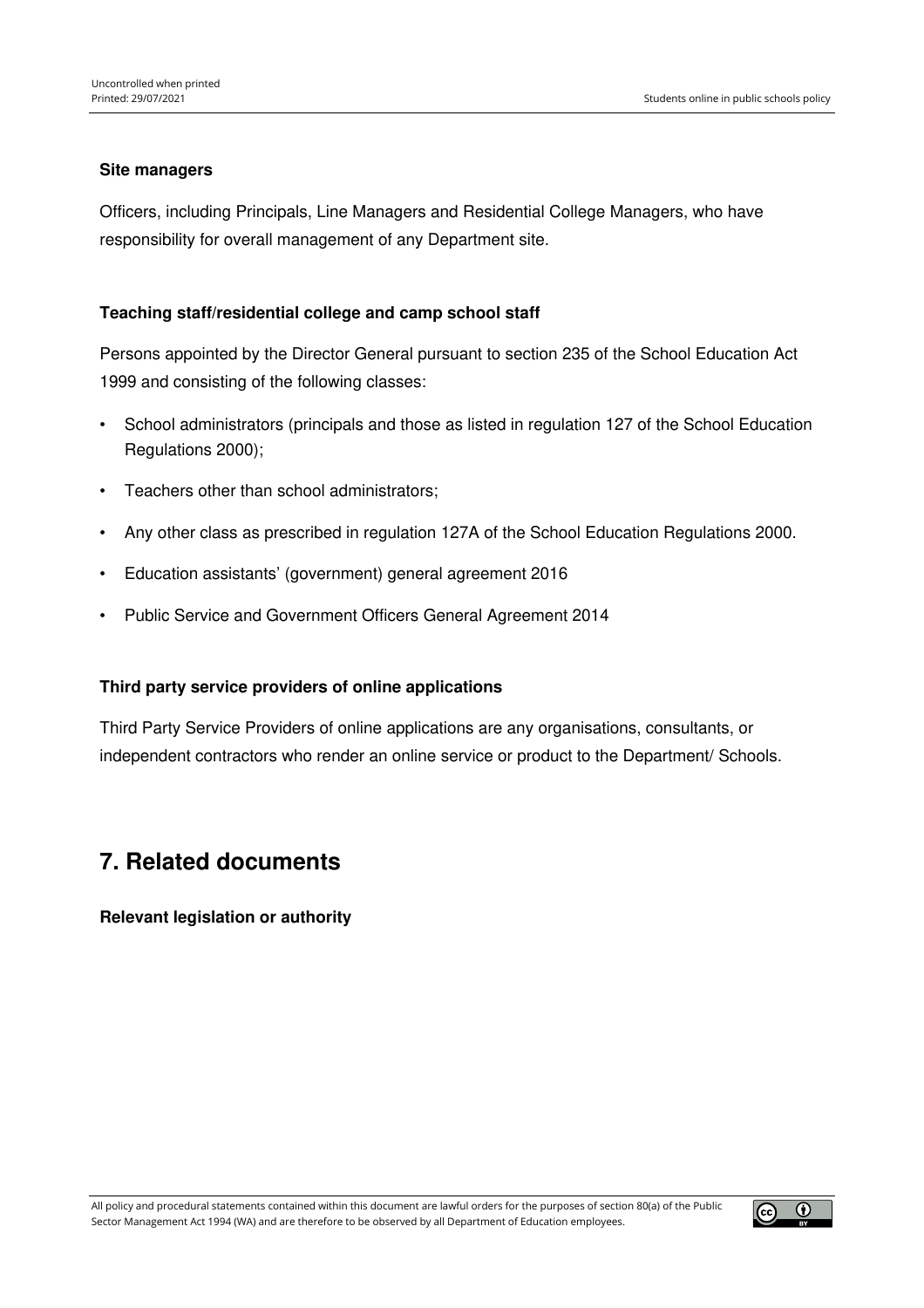**Site managers**

Officers, including Principals, Line Managers and Residential College Managers, who have responsibility for overall management of any Department site.

**Teaching staff/residential college and camp school staff**

Persons appointed by the Director General pursuant to section 235 of the School Education Act 1999 and consisting of the following classes:

- School administrators (principals and those as listed in regulation 127 of the School Education Regulations 2000);
- Teachers other than school administrators;
- Any other class as prescribed in regulation 127A of the School Education Regulations 2000.
- Education assistants' (government) general agreement 2016
- Public Service and Government Officers General Agreement 2014

**Third party service providers of online applications**

Third Party Service Providers of online applications are any organisations, consultants, or independent contractors who render an online service or product to the Department/ Schools.

## 7. Related documents

**Relevant legislation or authority**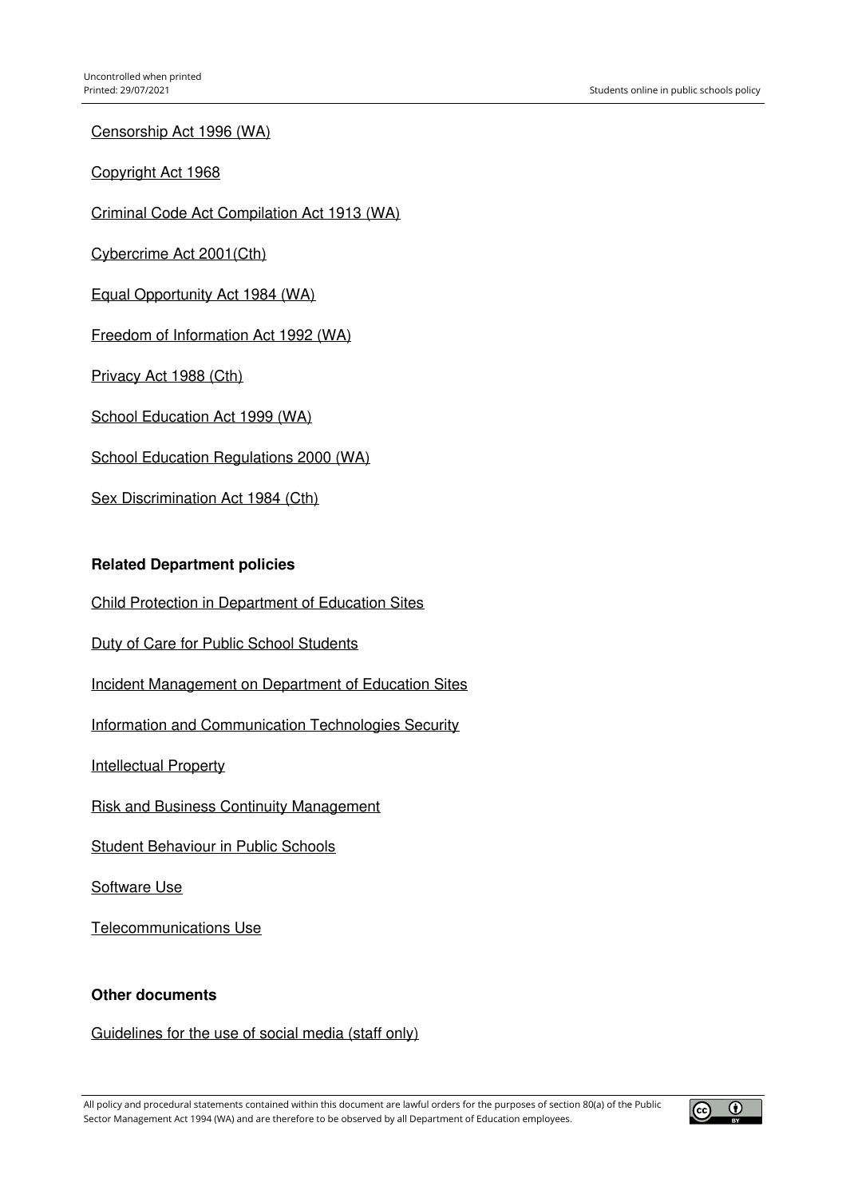Censorship Act 1996 (WA)

Copyright Act 1968

Criminal Code Act Compilation Act 1913 (WA)

Cybercrime Act 2001(Cth)

Equal Opportunity Act 1984 (WA)

Freedom of Information Act 1992 (WA)

Privacy Act 1988 (Cth)

School Education Act 1999 (WA)

School Education Regulations 2000 (WA)

Sex Discrimination Act 1984 (Cth)

**Related Department policies**

Child Protection in Department of Education Sites

Duty of Care for Public School Students

Incident Management on Department of Education Sites

Information and Communication Technologies Security

Intellectual Property

Risk and Business Continuity Management

Student Behaviour in Public Schools

Software Use

Telecommunications Use

**Other documents**

Guidelines for the use of social media (staff only)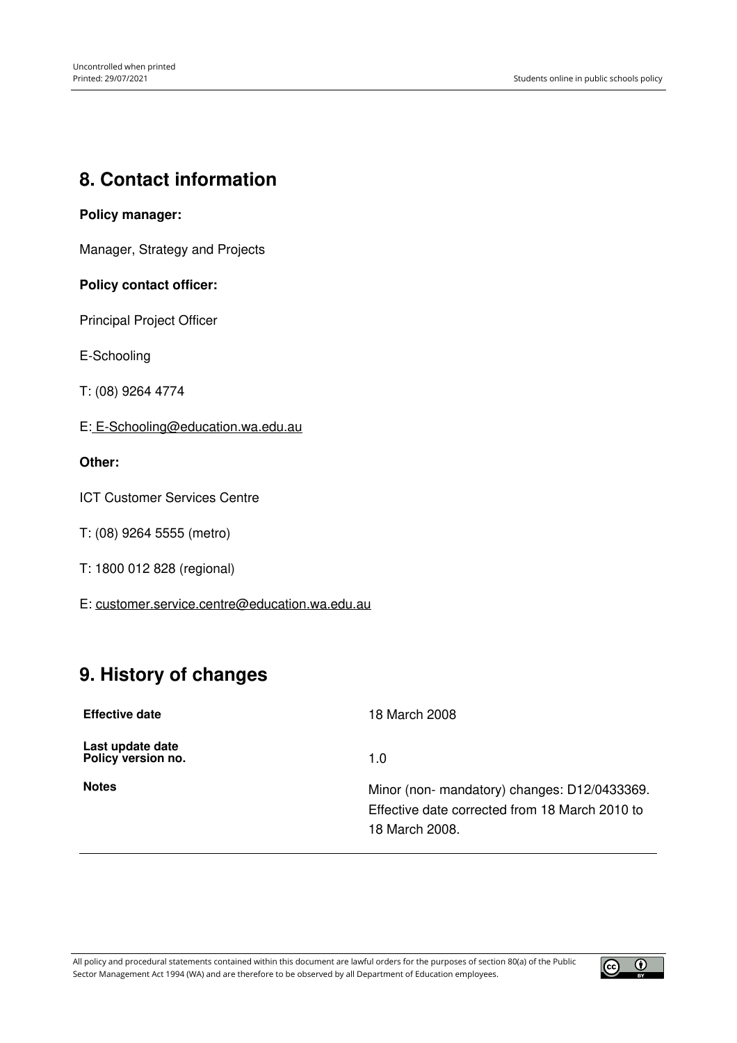## 8. Contact information

**Policy manager:**

Manager, Strategy and Projects

**Policy contact officer:**

Principal Project Officer

E-Schooling

T: (08) 9264 4774

E: E-Schooling@education.wa.edu.au

**Other:**

ICT Customer Services Centre

T: (08) 9264 5555 (metro)

T: 1800 012 828 (regional)

E: customer.service.centre@education.wa.edu.au

## 9. History of changes

| | |
|---|---|
| **Effective date** | 18 March 2008 |
| **Last update date** | |
| **Policy version no.** | 1.0 |
| **Notes** | Minor (non- mandatory) changes: D12/0433369. Effective date corrected from 18 March 2010 to 18 March 2008. |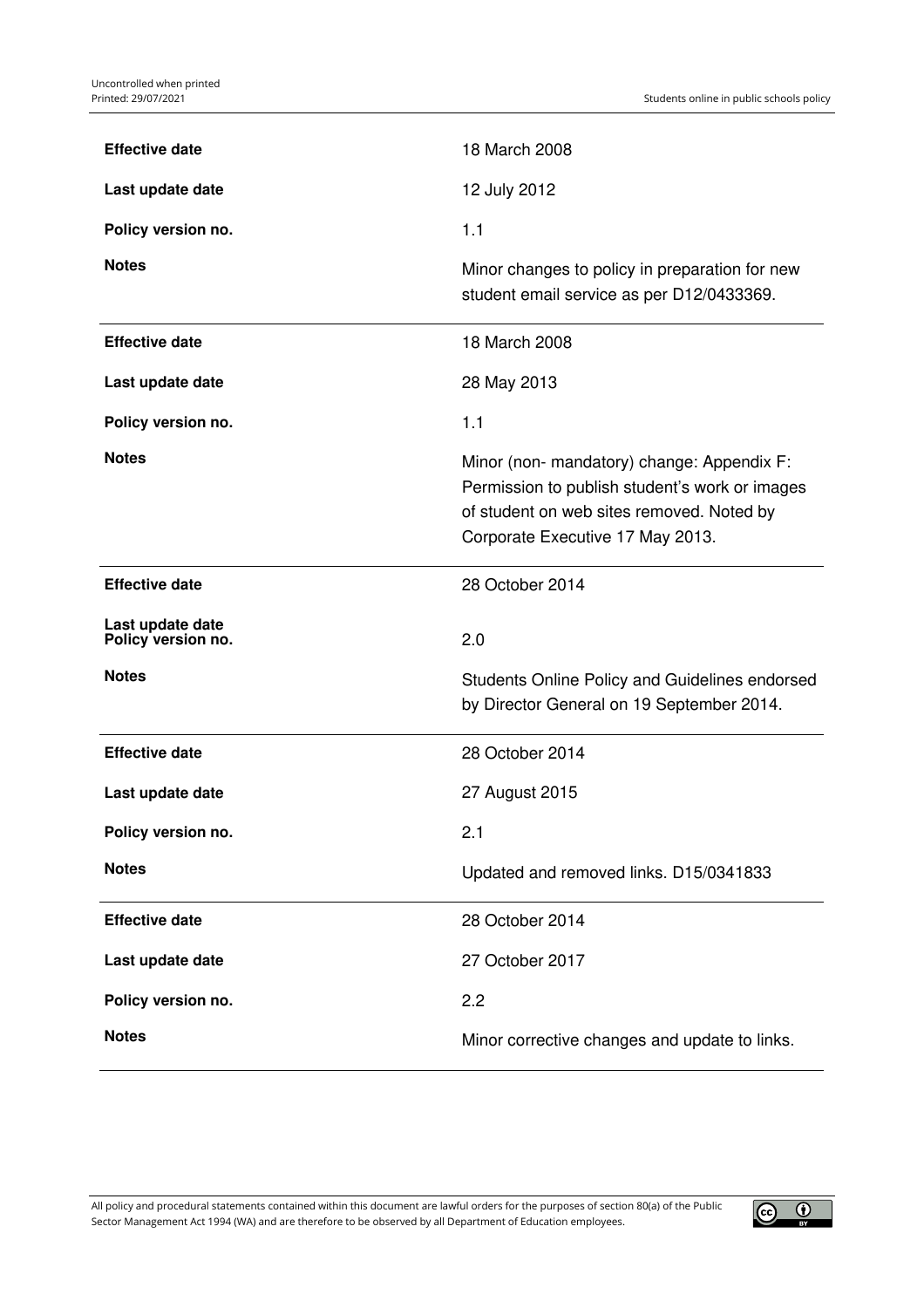| | |
|---|---|
| **Effective date** | 18 March 2008 |
| **Last update date** | 12 July 2012 |
| **Policy version no.** | 1.1 |
| **Notes** | Minor changes to policy in preparation for new student email service as per D12/0433369. |

| | |
|---|---|
| **Effective date** | 18 March 2008 |
| **Last update date** | 28 May 2013 |
| **Policy version no.** | 1.1 |
| **Notes** | Minor (non- mandatory) change: Appendix F: Permission to publish student's work or images of student on web sites removed. Noted by Corporate Executive 17 May 2013. |

| | |
|---|---|
| **Effective date** | 28 October 2014 |
| **Last update date** | |
| **Policy version no.** | 2.0 |
| **Notes** | Students Online Policy and Guidelines endorsed by Director General on 19 September 2014. |

| | |
|---|---|
| **Effective date** | 28 October 2014 |
| **Last update date** | 27 August 2015 |
| **Policy version no.** | 2.1 |
| **Notes** | Updated and removed links. D15/0341833 |

| | |
|---|---|
| **Effective date** | 28 October 2014 |
| **Last update date** | 27 October 2017 |
| **Policy version no.** | 2.2 |
| **Notes** | Minor corrective changes and update to links. |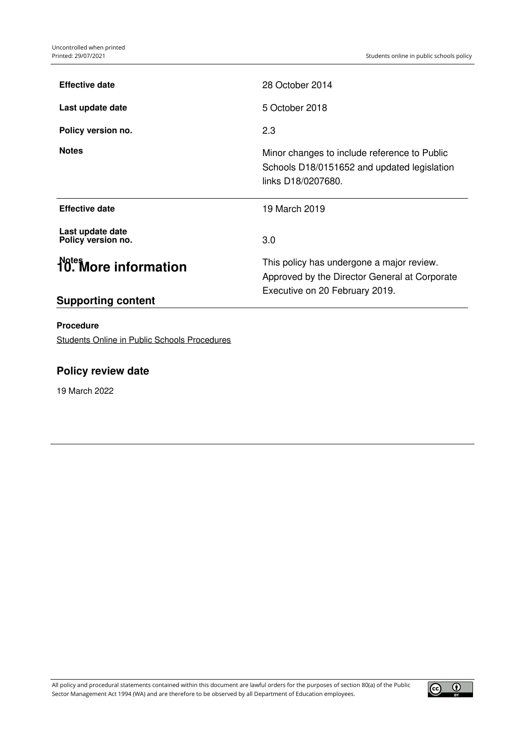| | |
|---|---|
| **Effective date** | 28 October 2014 |
| **Last update date** | 5 October 2018 |
| **Policy version no.** | 2.3 |
| **Notes** | Minor changes to include reference to Public Schools D18/0151652 and updated legislation links D18/0207680. |
| **Effective date** | 19 March 2019 |
| **Last update date** | |
| **Policy version no.** | 3.0 |
| **Notes** | This policy has undergone a major review. Approved by the Director General at Corporate Executive on 20 February 2019. |

# 10. More information

## Supporting content

**Procedure**

Students Online in Public Schools Procedures

## Policy review date

19 March 2022

All policy and procedural statements contained within this document are lawful orders for the purposes of section 80(a) of the Public Sector Management Act 1994 (WA) and are therefore to be observed by all Department of Education employees.